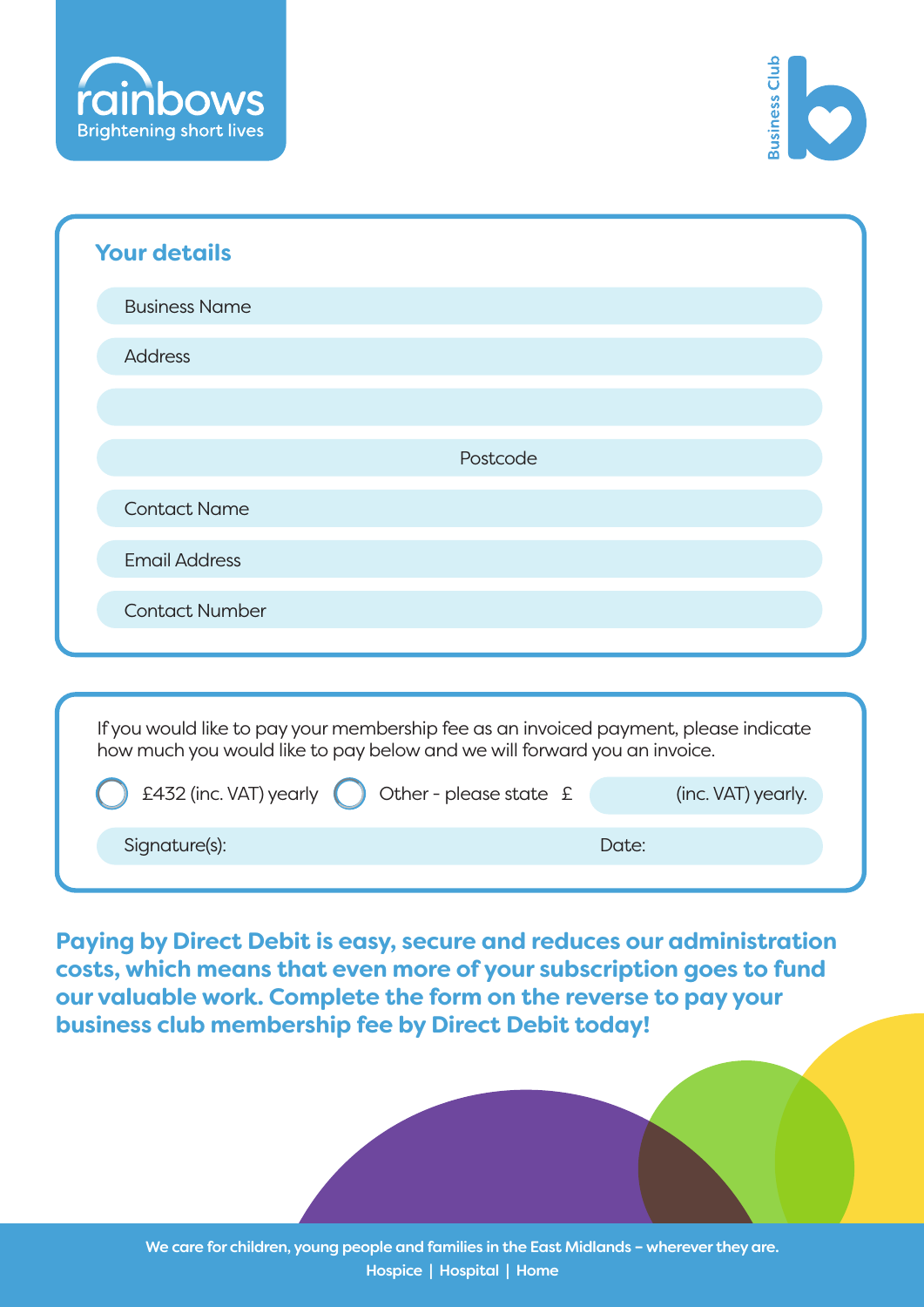rainbows
Brightening short lives

Business Club

## Your details

Business Name

Address

Postcode

Contact Name

Email Address

Contact Number

If you would like to pay your membership fee as an invoiced payment, please indicate how much you would like to pay below and we will forward you an invoice.

- ◯ £432 (inc. VAT) yearly
- ◯ Other - please state £ (inc. VAT) yearly.

Signature(s): Date:

**Paying by Direct Debit is easy, secure and reduces our administration costs, which means that even more of your subscription goes to fund our valuable work. Complete the form on the reverse to pay your business club membership fee by Direct Debit today!**

We care for children, young people and families in the East Midlands – wherever they are.
Hospice | Hospital | Home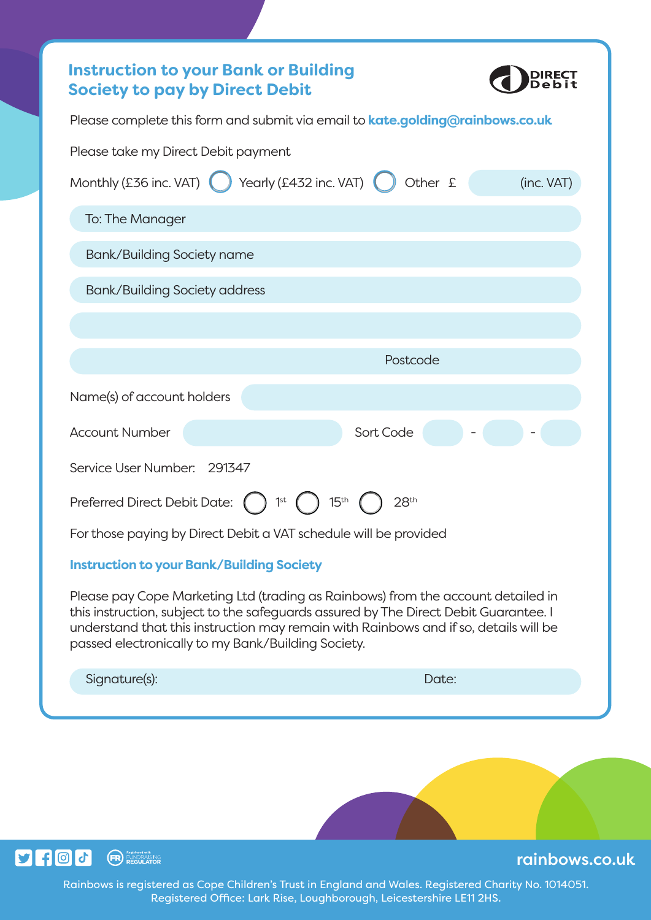## Instruction to your Bank or Building Society to pay by Direct Debit

DIRECT Debit

Please complete this form and submit via email to **kate.golding@rainbows.co.uk**

Please take my Direct Debit payment

Monthly (£36 inc. VAT) ◯ Yearly (£432 inc. VAT) ◯ Other £ (inc. VAT)

To: The Manager

Bank/Building Society name

Bank/Building Society address

Postcode

Name(s) of account holders

Account Number Sort Code - -

Service User Number: 291347

Preferred Direct Debit Date: ◯ 1st ◯ 15th ◯ 28th

For those paying by Direct Debit a VAT schedule will be provided

### Instruction to your Bank/Building Society

Please pay Cope Marketing Ltd (trading as Rainbows) from the account detailed in this instruction, subject to the safeguards assured by The Direct Debit Guarantee. I understand that this instruction may remain with Rainbows and if so, details will be passed electronically to my Bank/Building Society.

Signature(s): Date:

Registered with FUNDRAISING REGULATOR

rainbows.co.uk

Rainbows is registered as Cope Children's Trust in England and Wales. Registered Charity No. 1014051.
Registered Office: Lark Rise, Loughborough, Leicestershire LE11 2HS.